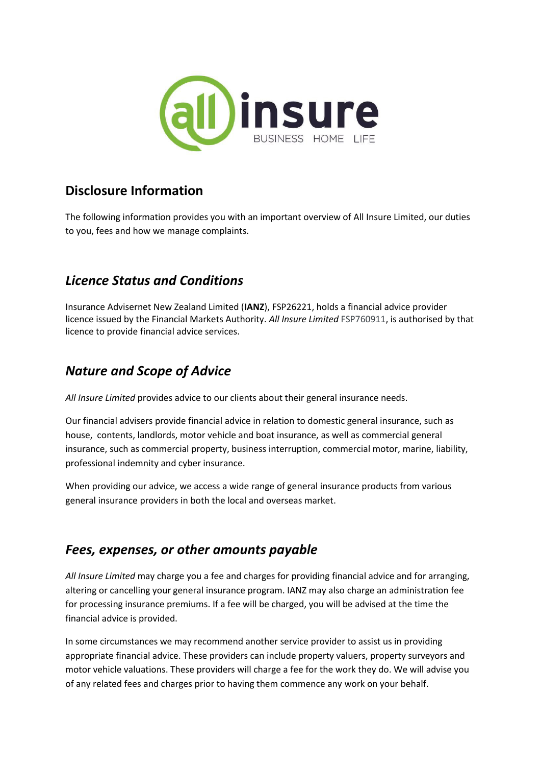## Disclosure Information

The following information provides you with an important overview of All Insure Limited, our duties to you, fees and how we manage complaints.

## *Licence Status and Conditions*

Insurance Advisernet New Zealand Limited (**IANZ**), FSP26221, holds a financial advice provider licence issued by the Financial Markets Authority. *All Insure Limited* FSP760911, is authorised by that licence to provide financial advice services.

## *Nature and Scope of Advice*

*All Insure Limited* provides advice to our clients about their general insurance needs.

Our financial advisers provide financial advice in relation to domestic general insurance, such as house, contents, landlords, motor vehicle and boat insurance, as well as commercial general insurance, such as commercial property, business interruption, commercial motor, marine, liability, professional indemnity and cyber insurance.

When providing our advice, we access a wide range of general insurance products from various general insurance providers in both the local and overseas market.

## *Fees, expenses, or other amounts payable*

*All Insure Limited* may charge you a fee and charges for providing financial advice and for arranging, altering or cancelling your general insurance program. IANZ may also charge an administration fee for processing insurance premiums. If a fee will be charged, you will be advised at the time the financial advice is provided.

In some circumstances we may recommend another service provider to assist us in providing appropriate financial advice. These providers can include property valuers, property surveyors and motor vehicle valuations. These providers will charge a fee for the work they do. We will advise you of any related fees and charges prior to having them commence any work on your behalf.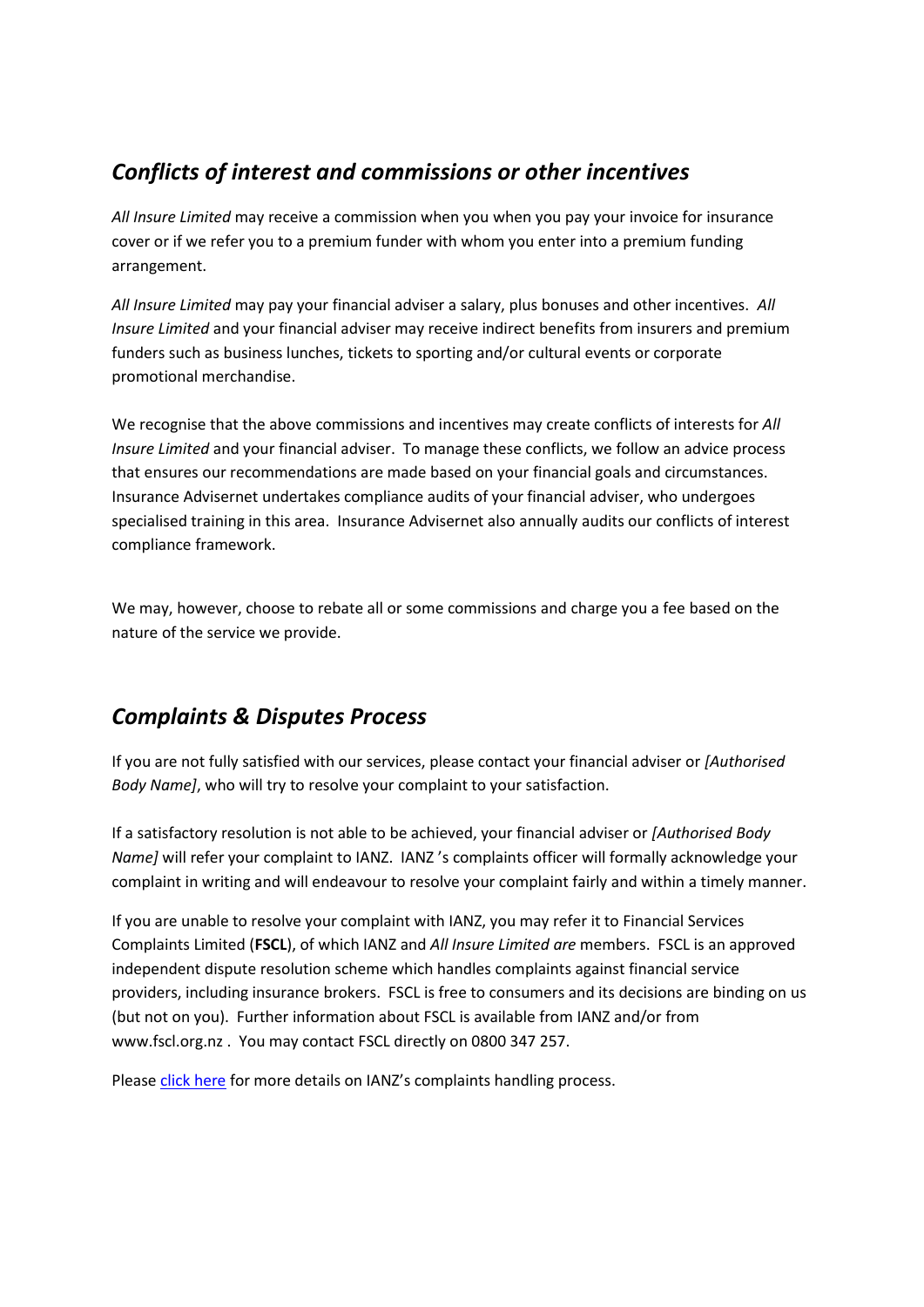## *Conflicts of interest and commissions or other incentives*

*All Insure Limited* may receive a commission when you when you pay your invoice for insurance cover or if we refer you to a premium funder with whom you enter into a premium funding arrangement.

*All Insure Limited* may pay your financial adviser a salary, plus bonuses and other incentives. *All Insure Limited* and your financial adviser may receive indirect benefits from insurers and premium funders such as business lunches, tickets to sporting and/or cultural events or corporate promotional merchandise.

We recognise that the above commissions and incentives may create conflicts of interests for *All Insure Limited* and your financial adviser. To manage these conflicts, we follow an advice process that ensures our recommendations are made based on your financial goals and circumstances. Insurance Advisernet undertakes compliance audits of your financial adviser, who undergoes specialised training in this area. Insurance Advisernet also annually audits our conflicts of interest compliance framework.

We may, however, choose to rebate all or some commissions and charge you a fee based on the nature of the service we provide.

## *Complaints & Disputes Process*

If you are not fully satisfied with our services, please contact your financial adviser or *[Authorised Body Name]*, who will try to resolve your complaint to your satisfaction.

If a satisfactory resolution is not able to be achieved, your financial adviser or *[Authorised Body Name]* will refer your complaint to IANZ. IANZ 's complaints officer will formally acknowledge your complaint in writing and will endeavour to resolve your complaint fairly and within a timely manner.

If you are unable to resolve your complaint with IANZ, you may refer it to Financial Services Complaints Limited (**FSCL**), of which IANZ and *All Insure Limited are* members. FSCL is an approved independent dispute resolution scheme which handles complaints against financial service providers, including insurance brokers. FSCL is free to consumers and its decisions are binding on us (but not on you). Further information about FSCL is available from IANZ and/or from www.fscl.org.nz . You may contact FSCL directly on 0800 347 257.

Please click here for more details on IANZ's complaints handling process.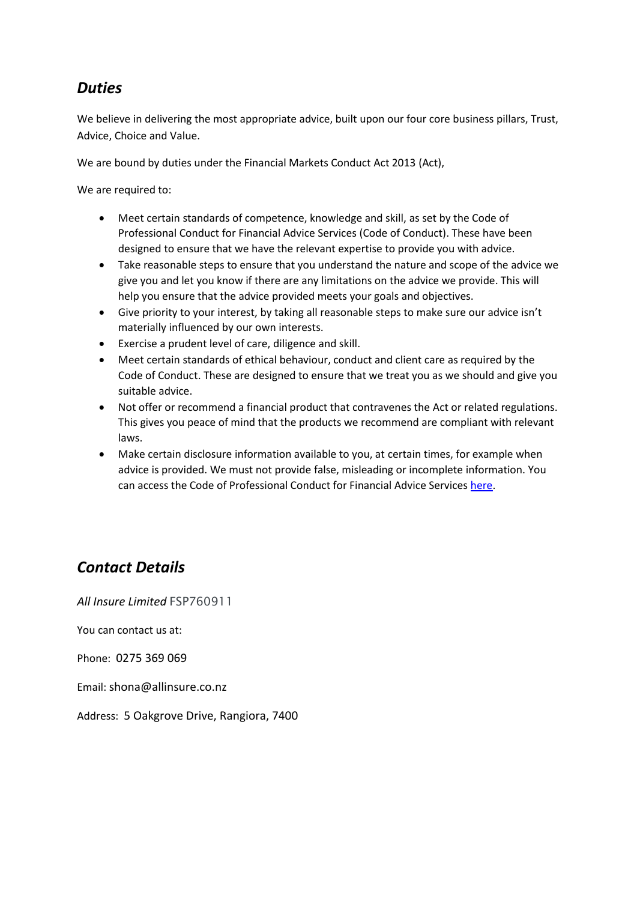## *Duties*

We believe in delivering the most appropriate advice, built upon our four core business pillars, Trust, Advice, Choice and Value.

We are bound by duties under the Financial Markets Conduct Act 2013 (Act),

We are required to:

- Meet certain standards of competence, knowledge and skill, as set by the Code of Professional Conduct for Financial Advice Services (Code of Conduct). These have been designed to ensure that we have the relevant expertise to provide you with advice.
- Take reasonable steps to ensure that you understand the nature and scope of the advice we give you and let you know if there are any limitations on the advice we provide. This will help you ensure that the advice provided meets your goals and objectives.
- Give priority to your interest, by taking all reasonable steps to make sure our advice isn't materially influenced by our own interests.
- Exercise a prudent level of care, diligence and skill.
- Meet certain standards of ethical behaviour, conduct and client care as required by the Code of Conduct. These are designed to ensure that we treat you as we should and give you suitable advice.
- Not offer or recommend a financial product that contravenes the Act or related regulations. This gives you peace of mind that the products we recommend are compliant with relevant laws.
- Make certain disclosure information available to you, at certain times, for example when advice is provided. We must not provide false, misleading or incomplete information. You can access the Code of Professional Conduct for Financial Advice Services here.

## *Contact Details*

*All Insure Limited* FSP760911

You can contact us at:

Phone: 0275 369 069

Email: shona@allinsure.co.nz

Address: 5 Oakgrove Drive, Rangiora, 7400